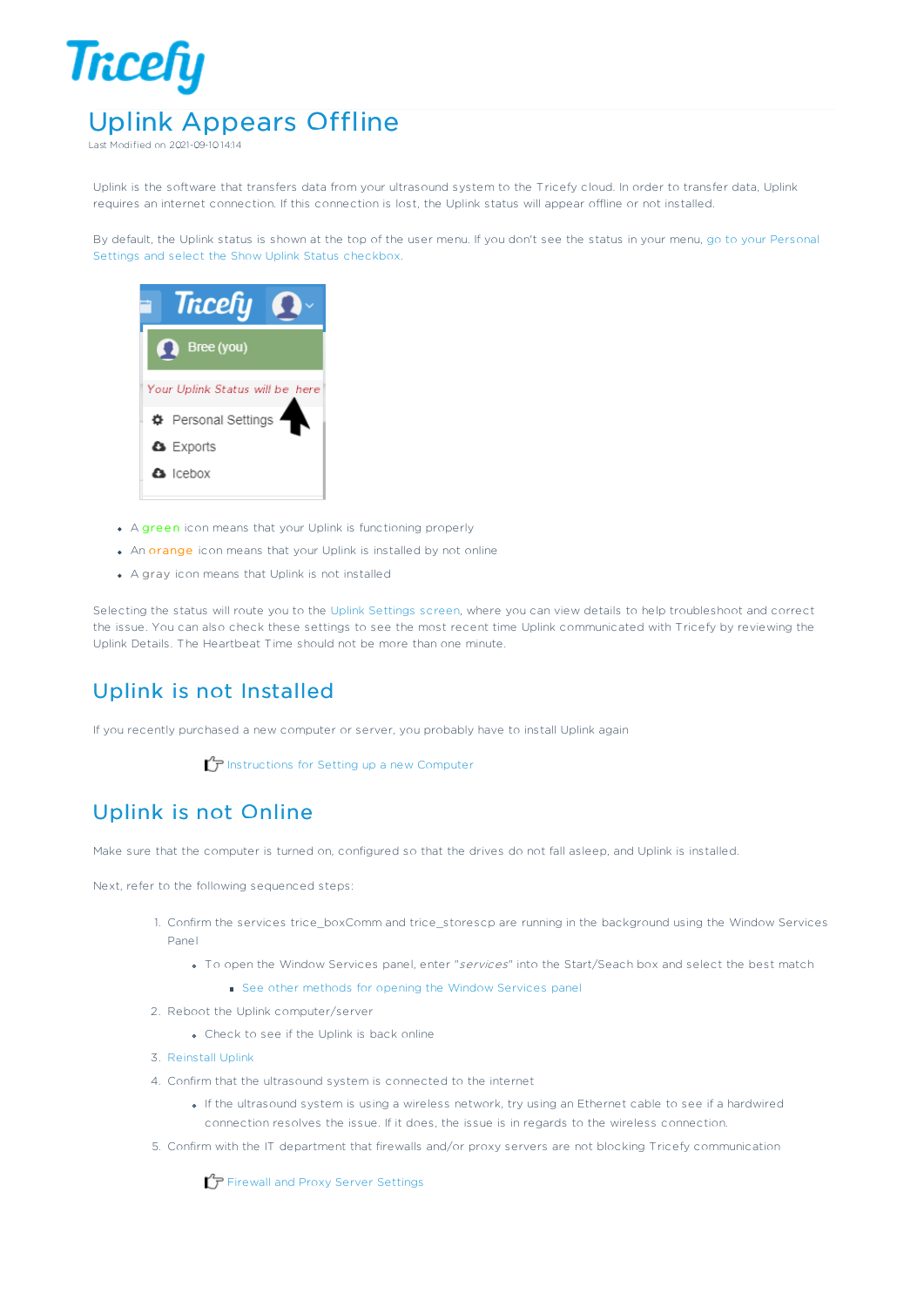# Uplink Appears Offline

Last Modified on 2021-09-10 14:14

Uplink is the software that transfers data from your ultrasound system to the Tricefy cloud. In order to transfer data, Uplink requires an internet connection. If this connection is lost, the Uplink status will appear offline or not installed.

By default, the Uplink status is shown at the top of the user menu. If you don't see the status in your menu, go to your Personal Settings and select the Show Uplink Status checkbox.

- A green icon means that your Uplink is functioning properly
- An orange icon means that your Uplink is installed by not online
- A gray icon means that Uplink is not installed

Selecting the status will route you to the Uplink Settings screen, where you can view details to help troubleshoot and correct the issue. You can also check these settings to see the most recent time Uplink communicated with Tricefy by reviewing the Uplink Details. The Heartbeat Time should not be more than one minute.

## Uplink is not Installed

If you recently purchased a new computer or server, you probably have to install Uplink again

Instructions for Setting up a new Computer

## Uplink is not Online

Make sure that the computer is turned on, configured so that the drives do not fall asleep, and Uplink is installed.

Next, refer to the following sequenced steps:

1. Confirm the services trice_boxComm and trice_storescp are running in the background using the Window Services Panel
   - To open the Window Services panel, enter "*services*" into the Start/Seach box and select the best match
     - See other methods for opening the Window Services panel
2. Reboot the Uplink computer/server
   - Check to see if the Uplink is back online
3. Reinstall Uplink
4. Confirm that the ultrasound system is connected to the internet
   - If the ultrasound system is using a wireless network, try using an Ethernet cable to see if a hardwired connection resolves the issue. If it does, the issue is in regards to the wireless connection.
5. Confirm with the IT department that firewalls and/or proxy servers are not blocking Tricefy communication

Firewall and Proxy Server Settings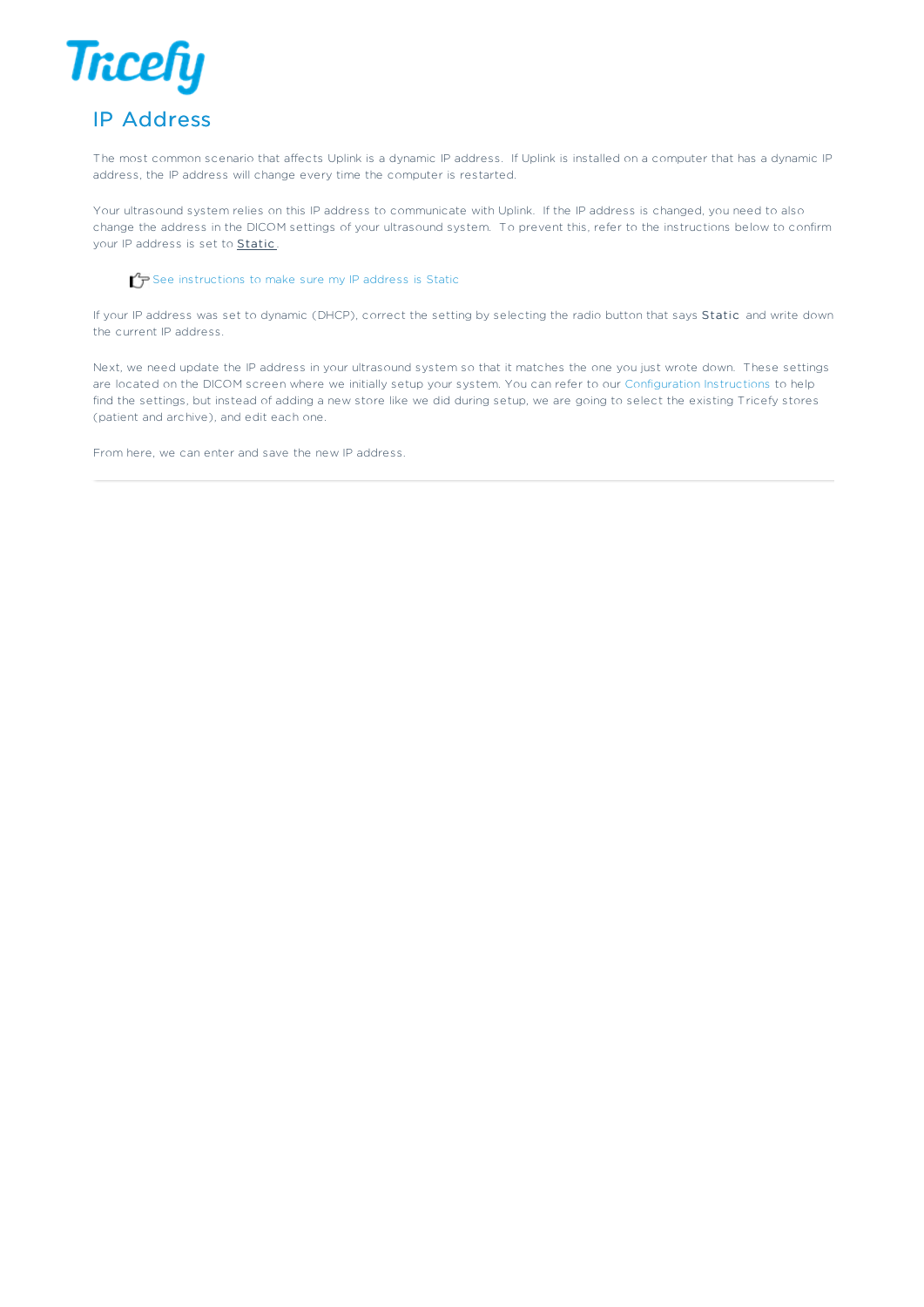# IP Address

The most common scenario that affects Uplink is a dynamic IP address. If Uplink is installed on a computer that has a dynamic IP address, the IP address will change every time the computer is restarted.

Your ultrasound system relies on this IP address to communicate with Uplink. If the IP address is changed, you need to also change the address in the DICOM settings of your ultrasound system. To prevent this, refer to the instructions below to confirm your IP address is set to Static.

☞ See instructions to make sure my IP address is Static

If your IP address was set to dynamic (DHCP), correct the setting by selecting the radio button that says **Static** and write down the current IP address.

Next, we need update the IP address in your ultrasound system so that it matches the one you just wrote down. These settings are located on the DICOM screen where we initially setup your system. You can refer to our Configuration Instructions to help find the settings, but instead of adding a new store like we did during setup, we are going to select the existing Tricefy stores (patient and archive), and edit each one.

From here, we can enter and save the new IP address.

---